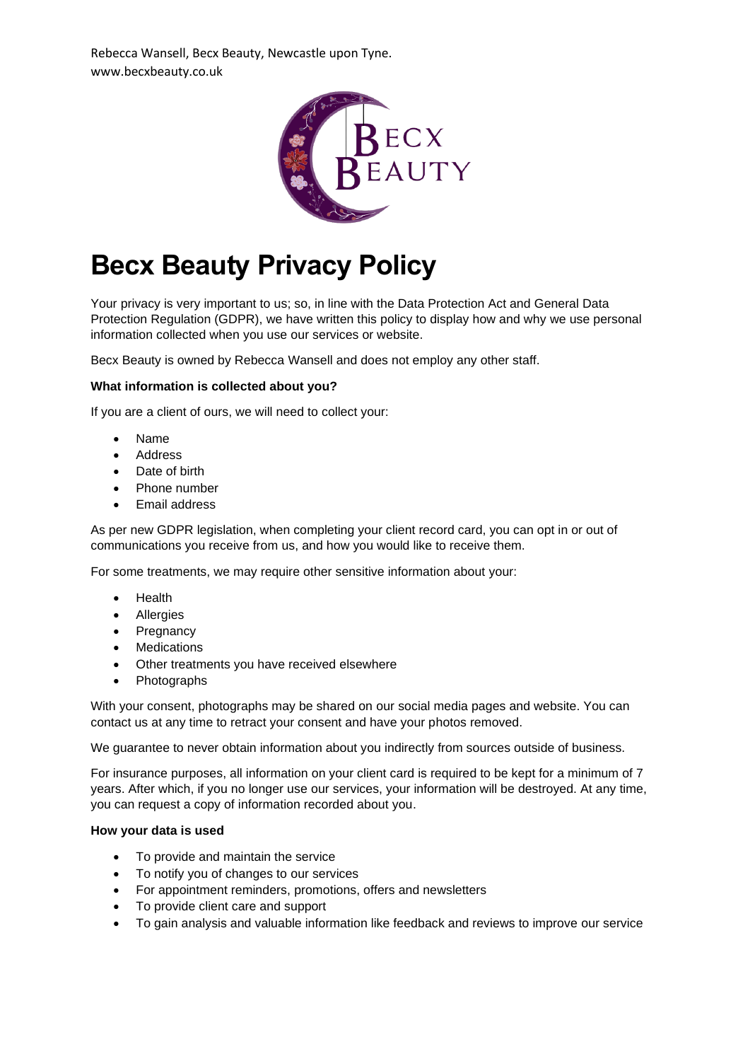Rebecca Wansell, Becx Beauty, Newcastle upon Tyne.
www.becxbeauty.co.uk

# Becx Beauty Privacy Policy

Your privacy is very important to us; so, in line with the Data Protection Act and General Data Protection Regulation (GDPR), we have written this policy to display how and why we use personal information collected when you use our services or website.

Becx Beauty is owned by Rebecca Wansell and does not employ any other staff.

**What information is collected about you?**

If you are a client of ours, we will need to collect your:

- Name
- Address
- Date of birth
- Phone number
- Email address

As per new GDPR legislation, when completing your client record card, you can opt in or out of communications you receive from us, and how you would like to receive them.

For some treatments, we may require other sensitive information about your:

- Health
- Allergies
- Pregnancy
- Medications
- Other treatments you have received elsewhere
- Photographs

With your consent, photographs may be shared on our social media pages and website. You can contact us at any time to retract your consent and have your photos removed.

We guarantee to never obtain information about you indirectly from sources outside of business.

For insurance purposes, all information on your client card is required to be kept for a minimum of 7 years. After which, if you no longer use our services, your information will be destroyed. At any time, you can request a copy of information recorded about you.

**How your data is used**

- To provide and maintain the service
- To notify you of changes to our services
- For appointment reminders, promotions, offers and newsletters
- To provide client care and support
- To gain analysis and valuable information like feedback and reviews to improve our service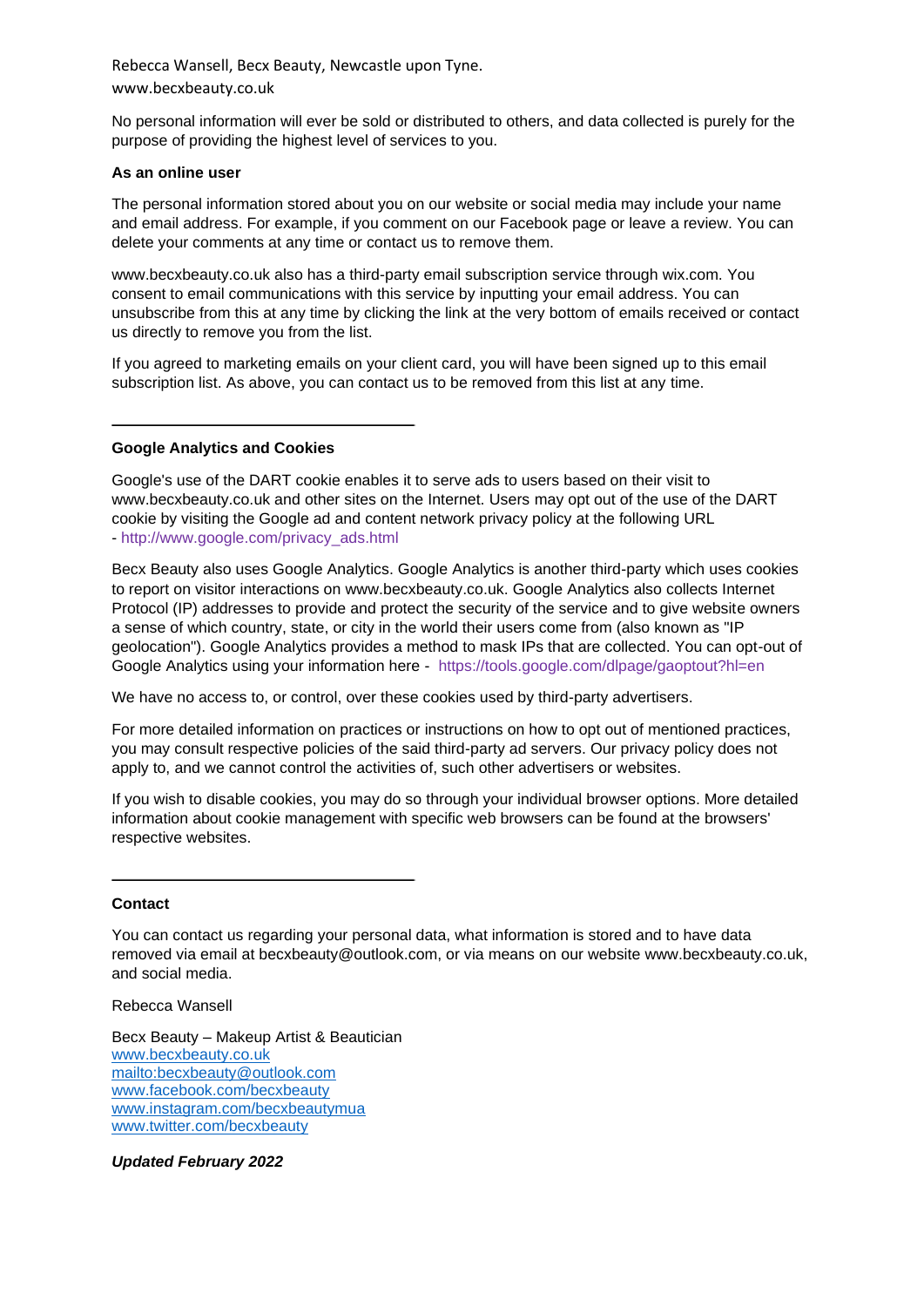Rebecca Wansell, Becx Beauty, Newcastle upon Tyne.
www.becxbeauty.co.uk

No personal information will ever be sold or distributed to others, and data collected is purely for the purpose of providing the highest level of services to you.

**As an online user**

The personal information stored about you on our website or social media may include your name and email address. For example, if you comment on our Facebook page or leave a review. You can delete your comments at any time or contact us to remove them.

www.becxbeauty.co.uk also has a third-party email subscription service through wix.com. You consent to email communications with this service by inputting your email address. You can unsubscribe from this at any time by clicking the link at the very bottom of emails received or contact us directly to remove you from the list.

If you agreed to marketing emails on your client card, you will have been signed up to this email subscription list. As above, you can contact us to be removed from this list at any time.

---

**Google Analytics and Cookies**

Google's use of the DART cookie enables it to serve ads to users based on their visit to www.becxbeauty.co.uk and other sites on the Internet. Users may opt out of the use of the DART cookie by visiting the Google ad and content network privacy policy at the following URL - http://www.google.com/privacy_ads.html

Becx Beauty also uses Google Analytics. Google Analytics is another third-party which uses cookies to report on visitor interactions on www.becxbeauty.co.uk. Google Analytics also collects Internet Protocol (IP) addresses to provide and protect the security of the service and to give website owners a sense of which country, state, or city in the world their users come from (also known as "IP geolocation"). Google Analytics provides a method to mask IPs that are collected. You can opt-out of Google Analytics using your information here - https://tools.google.com/dlpage/gaoptout?hl=en

We have no access to, or control, over these cookies used by third-party advertisers.

For more detailed information on practices or instructions on how to opt out of mentioned practices, you may consult respective policies of the said third-party ad servers. Our privacy policy does not apply to, and we cannot control the activities of, such other advertisers or websites.

If you wish to disable cookies, you may do so through your individual browser options. More detailed information about cookie management with specific web browsers can be found at the browsers' respective websites.

---

**Contact**

You can contact us regarding your personal data, what information is stored and to have data removed via email at becxbeauty@outlook.com, or via means on our website www.becxbeauty.co.uk, and social media.

Rebecca Wansell

Becx Beauty – Makeup Artist & Beautician
www.becxbeauty.co.uk
mailto:becxbeauty@outlook.com
www.facebook.com/becxbeauty
www.instagram.com/becxbeautymua
www.twitter.com/becxbeauty

***Updated February 2022***